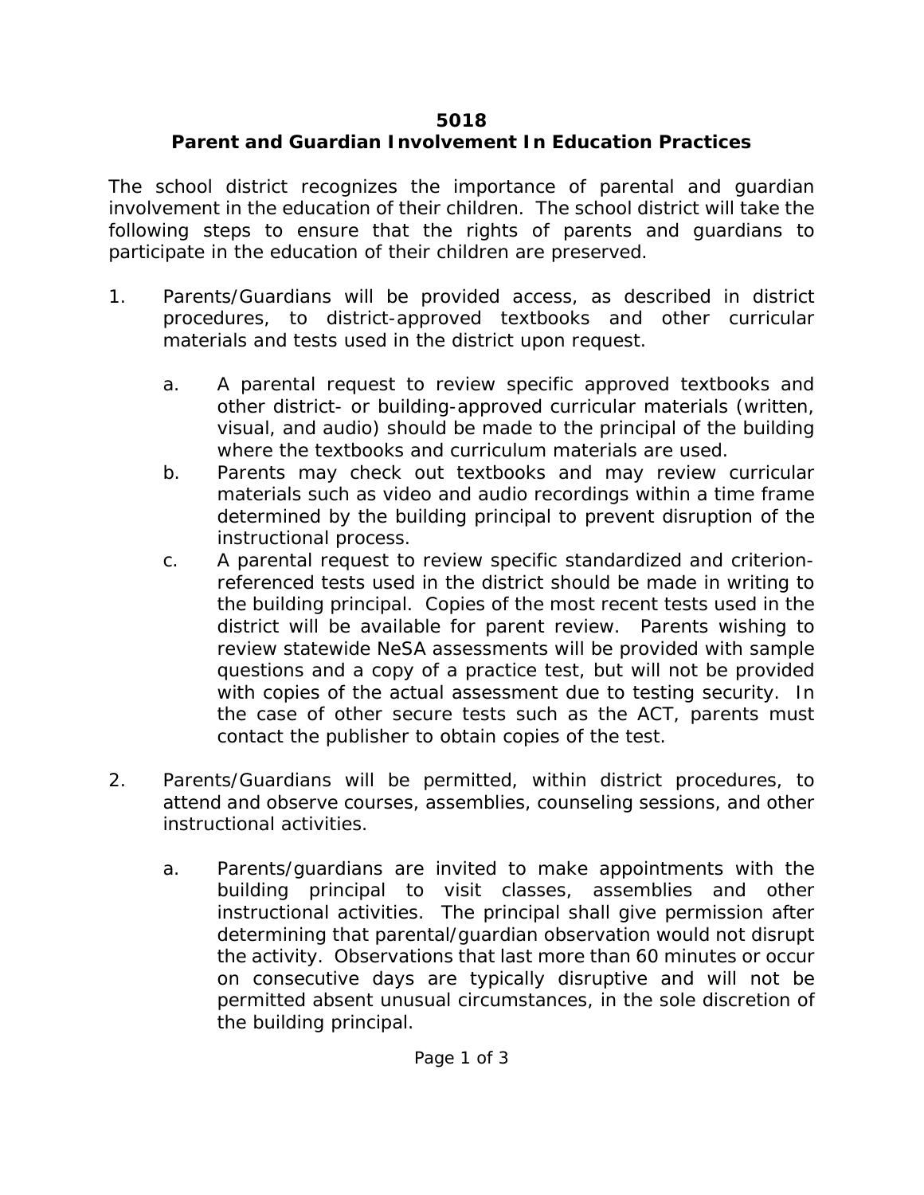# 5018

## Parent and Guardian Involvement In Education Practices

The school district recognizes the importance of parental and guardian involvement in the education of their children. The school district will take the following steps to ensure that the rights of parents and guardians to participate in the education of their children are preserved.

1. Parents/Guardians will be provided access, as described in district procedures, to district-approved textbooks and other curricular materials and tests used in the district upon request.

   a. A parental request to review specific approved textbooks and other district- or building-approved curricular materials (written, visual, and audio) should be made to the principal of the building where the textbooks and curriculum materials are used.

   b. Parents may check out textbooks and may review curricular materials such as video and audio recordings within a time frame determined by the building principal to prevent disruption of the instructional process.

   c. A parental request to review specific standardized and criterion-referenced tests used in the district should be made in writing to the building principal. Copies of the most recent tests used in the district will be available for parent review. Parents wishing to review statewide NeSA assessments will be provided with sample questions and a copy of a practice test, but will not be provided with copies of the actual assessment due to testing security. In the case of other secure tests such as the ACT, parents must contact the publisher to obtain copies of the test.

2. Parents/Guardians will be permitted, within district procedures, to attend and observe courses, assemblies, counseling sessions, and other instructional activities.

   a. Parents/guardians are invited to make appointments with the building principal to visit classes, assemblies and other instructional activities. The principal shall give permission after determining that parental/guardian observation would not disrupt the activity. Observations that last more than 60 minutes or occur on consecutive days are typically disruptive and will not be permitted absent unusual circumstances, in the sole discretion of the building principal.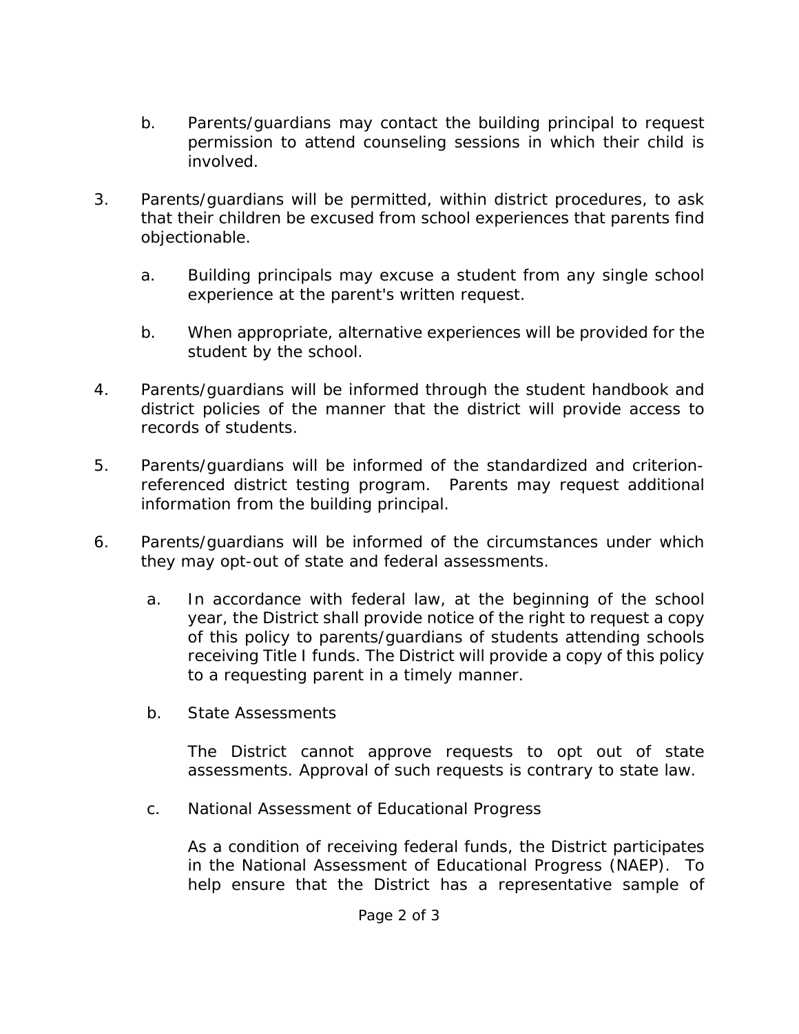b. Parents/guardians may contact the building principal to request permission to attend counseling sessions in which their child is involved.

3. Parents/guardians will be permitted, within district procedures, to ask that their children be excused from school experiences that parents find objectionable.

   a. Building principals may excuse a student from any single school experience at the parent's written request.

   b. When appropriate, alternative experiences will be provided for the student by the school.

4. Parents/guardians will be informed through the student handbook and district policies of the manner that the district will provide access to records of students.

5. Parents/guardians will be informed of the standardized and criterion-referenced district testing program. Parents may request additional information from the building principal.

6. Parents/guardians will be informed of the circumstances under which they may opt-out of state and federal assessments.

   a. In accordance with federal law, at the beginning of the school year, the District shall provide notice of the right to request a copy of this policy to parents/guardians of students attending schools receiving Title I funds. The District will provide a copy of this policy to a requesting parent in a timely manner.

   b. State Assessments

      The District cannot approve requests to opt out of state assessments. Approval of such requests is contrary to state law.

   c. National Assessment of Educational Progress

      As a condition of receiving federal funds, the District participates in the National Assessment of Educational Progress (NAEP). To help ensure that the District has a representative sample of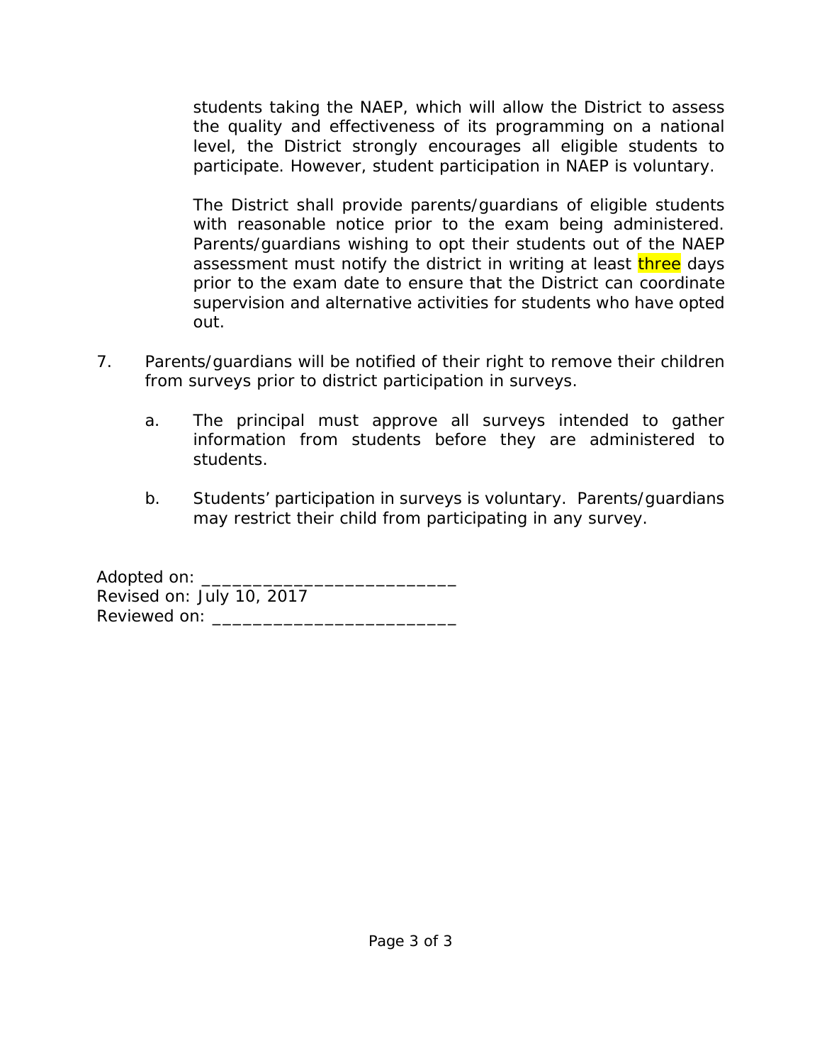students taking the NAEP, which will allow the District to assess the quality and effectiveness of its programming on a national level, the District strongly encourages all eligible students to participate. However, student participation in NAEP is voluntary.

The District shall provide parents/guardians of eligible students with reasonable notice prior to the exam being administered. Parents/guardians wishing to opt their students out of the NAEP assessment must notify the district in writing at least three days prior to the exam date to ensure that the District can coordinate supervision and alternative activities for students who have opted out.

7. Parents/guardians will be notified of their right to remove their children from surveys prior to district participation in surveys.

   a. The principal must approve all surveys intended to gather information from students before they are administered to students.

   b. Students' participation in surveys is voluntary. Parents/guardians may restrict their child from participating in any survey.

Adopted on: ___________________________
Revised on: July 10, 2017
Reviewed on: _________________________